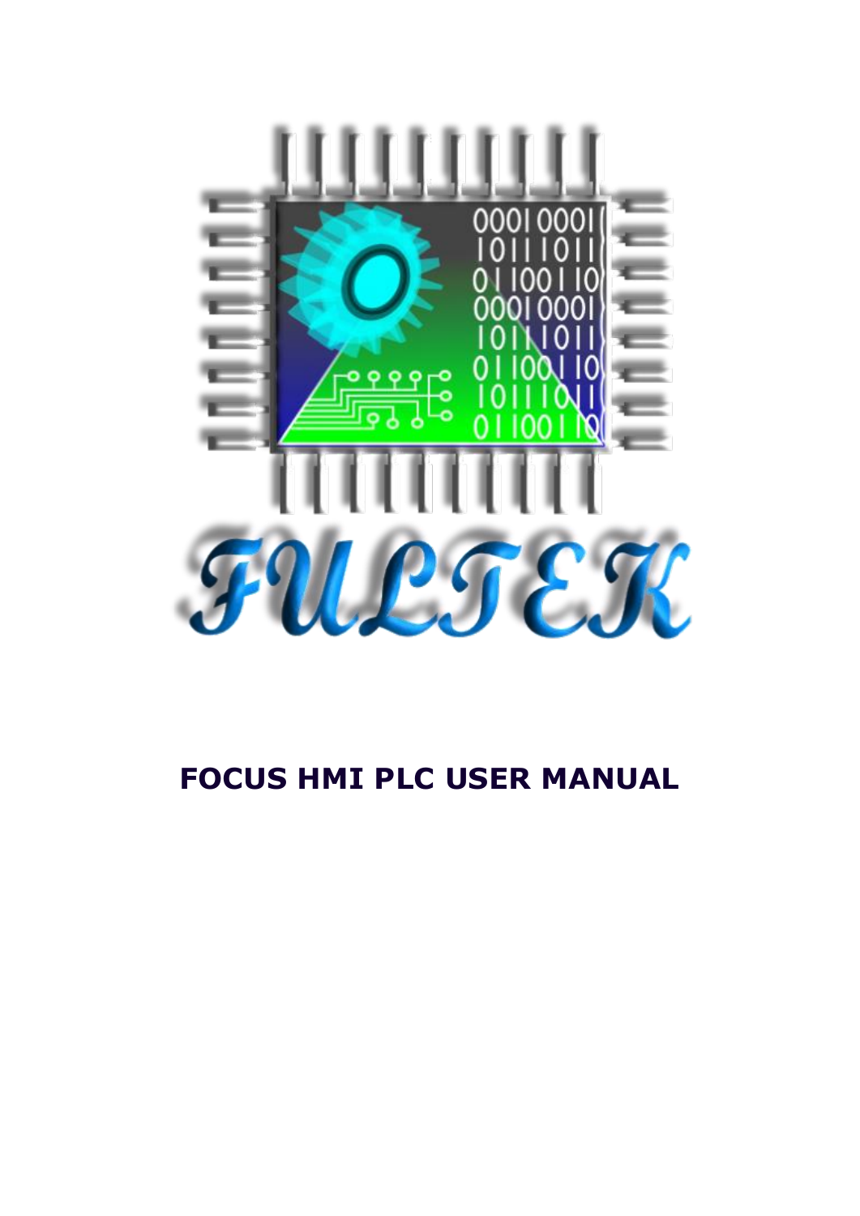FULTEK

# FOCUS HMI PLC USER MANUAL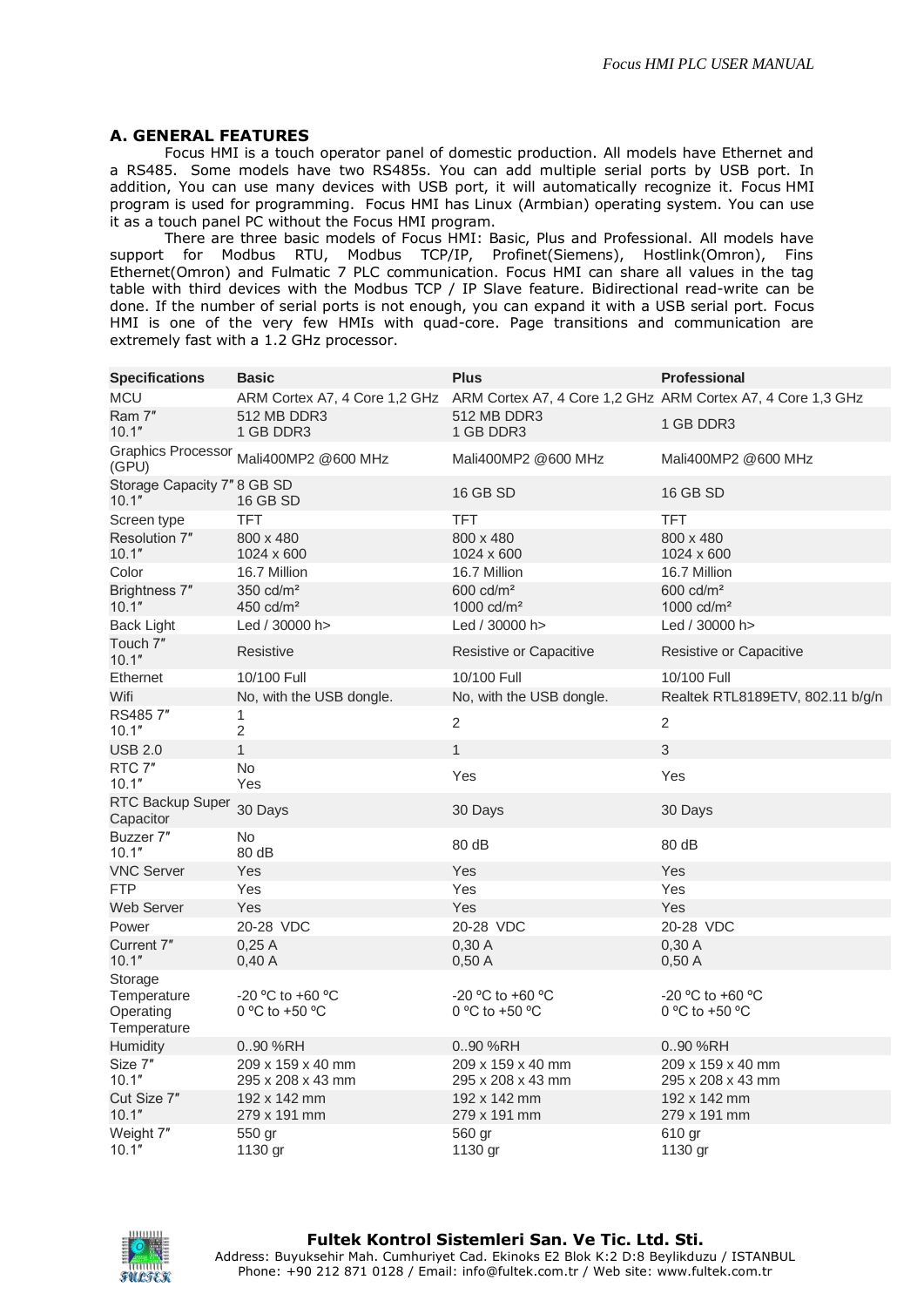## A. GENERAL FEATURES

Focus HMI is a touch operator panel of domestic production. All models have Ethernet and a RS485. Some models have two RS485s. You can add multiple serial ports by USB port. In addition, You can use many devices with USB port, it will automatically recognize it. Focus HMI program is used for programming. Focus HMI has Linux (Armbian) operating system. You can use it as a touch panel PC without the Focus HMI program.

There are three basic models of Focus HMI: Basic, Plus and Professional. All models have support for Modbus RTU, Modbus TCP/IP, Profinet(Siemens), Hostlink(Omron), Fins Ethernet(Omron) and Fulmatic 7 PLC communication. Focus HMI can share all values in the tag table with third devices with the Modbus TCP / IP Slave feature. Bidirectional read-write can be done. If the number of serial ports is not enough, you can expand it with a USB serial port. Focus HMI is one of the very few HMIs with quad-core. Page transitions and communication are extremely fast with a 1.2 GHz processor.

| Specifications | Basic | Plus | Professional |
|---|---|---|---|
| MCU | ARM Cortex A7, 4 Core 1,2 GHz | ARM Cortex A7, 4 Core 1,2 GHz | ARM Cortex A7, 4 Core 1,3 GHz |
| Ram 7″<br>10.1″ | 512 MB DDR3<br>1 GB DDR3 | 512 MB DDR3<br>1 GB DDR3 | 1 GB DDR3 |
| Graphics Processor (GPU) | Mali400MP2 @600 MHz | Mali400MP2 @600 MHz | Mali400MP2 @600 MHz |
| Storage Capacity 7″<br>10.1″ | 8 GB SD<br>16 GB SD | 16 GB SD | 16 GB SD |
| Screen type | TFT | TFT | TFT |
| Resolution 7″<br>10.1″ | 800 x 480<br>1024 x 600 | 800 x 480<br>1024 x 600 | 800 x 480<br>1024 x 600 |
| Color | 16.7 Million | 16.7 Million | 16.7 Million |
| Brightness 7″<br>10.1″ | 350 cd/m²<br>450 cd/m² | 600 cd/m²<br>1000 cd/m² | 600 cd/m²<br>1000 cd/m² |
| Back Light | Led / 30000 h> | Led / 30000 h> | Led / 30000 h> |
| Touch 7″<br>10.1″ | Resistive | Resistive or Capacitive | Resistive or Capacitive |
| Ethernet | 10/100 Full | 10/100 Full | 10/100 Full |
| Wifi | No, with the USB dongle. | No, with the USB dongle. | Realtek RTL8189ETV, 802.11 b/g/n |
| RS485 7″<br>10.1″ | 1<br>2 | 2 | 2 |
| USB 2.0 | 1 | 1 | 3 |
| RTC 7″<br>10.1″ | No<br>Yes | Yes | Yes |
| RTC Backup Super Capacitor | 30 Days | 30 Days | 30 Days |
| Buzzer 7″<br>10.1″ | No<br>80 dB | 80 dB | 80 dB |
| VNC Server | Yes | Yes | Yes |
| FTP | Yes | Yes | Yes |
| Web Server | Yes | Yes | Yes |
| Power | 20-28 VDC | 20-28 VDC | 20-28 VDC |
| Current 7″<br>10.1″ | 0,25 A<br>0,40 A | 0,30 A<br>0,50 A | 0,30 A<br>0,50 A |
| Storage Temperature<br>Operating Temperature | -20 °C to +60 °C<br>0 °C to +50 °C | -20 °C to +60 °C<br>0 °C to +50 °C | -20 °C to +60 °C<br>0 °C to +50 °C |
| Humidity | 0..90 %RH | 0..90 %RH | 0..90 %RH |
| Size 7″<br>10.1″ | 209 x 159 x 40 mm<br>295 x 208 x 43 mm | 209 x 159 x 40 mm<br>295 x 208 x 43 mm | 209 x 159 x 40 mm<br>295 x 208 x 43 mm |
| Cut Size 7″<br>10.1″ | 192 x 142 mm<br>279 x 191 mm | 192 x 142 mm<br>279 x 191 mm | 192 x 142 mm<br>279 x 191 mm |
| Weight 7″<br>10.1″ | 550 gr<br>1130 gr | 560 gr<br>1130 gr | 610 gr<br>1130 gr |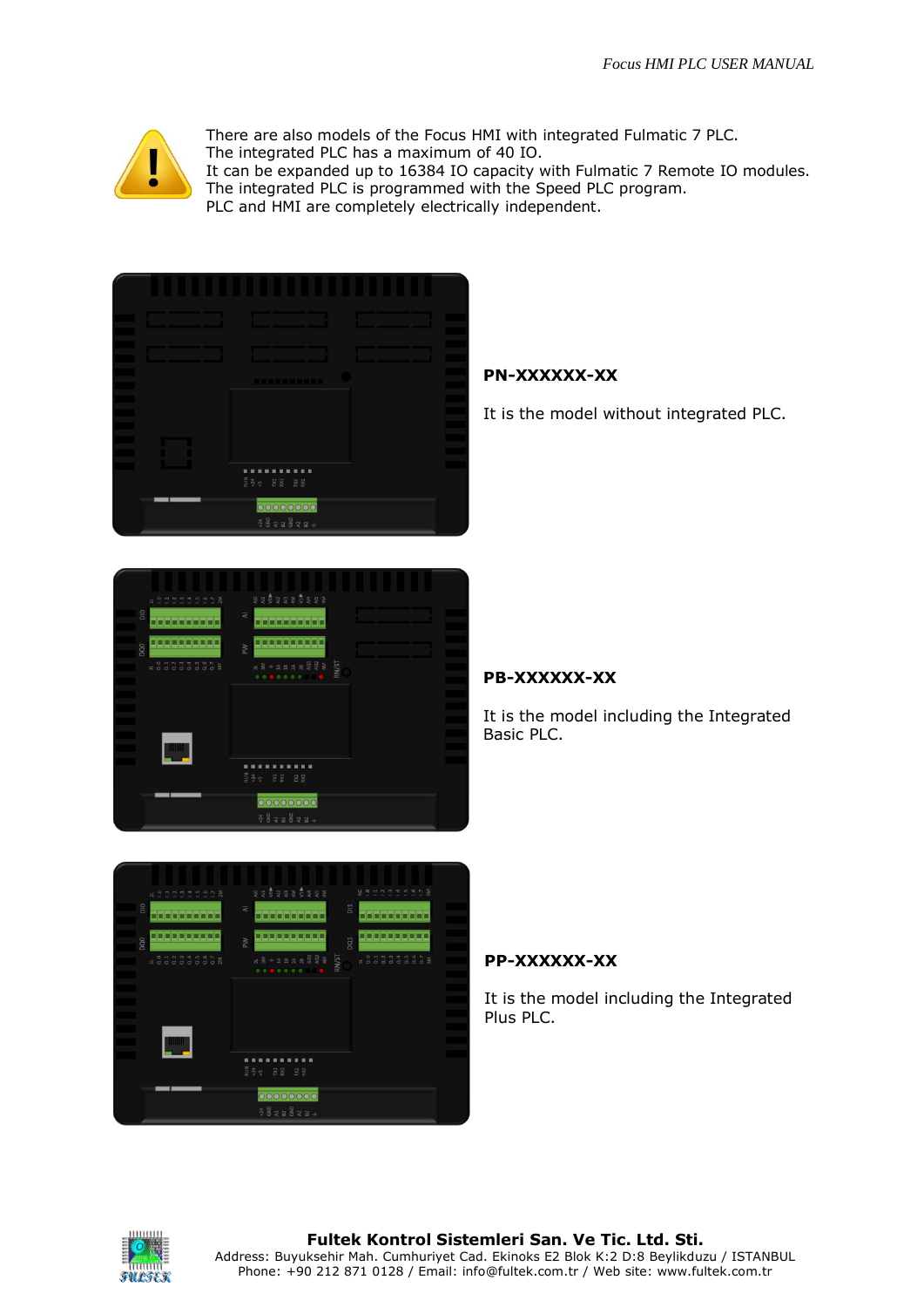There are also models of the Focus HMI with integrated Fulmatic 7 PLC.
The integrated PLC has a maximum of 40 IO.
It can be expanded up to 16384 IO capacity with Fulmatic 7 Remote IO modules.
The integrated PLC is programmed with the Speed PLC program.
PLC and HMI are completely electrically independent.

**PN-XXXXXX-XX**

It is the model without integrated PLC.

**PB-XXXXXX-XX**

It is the model including the Integrated Basic PLC.

**PP-XXXXXX-XX**

It is the model including the Integrated Plus PLC.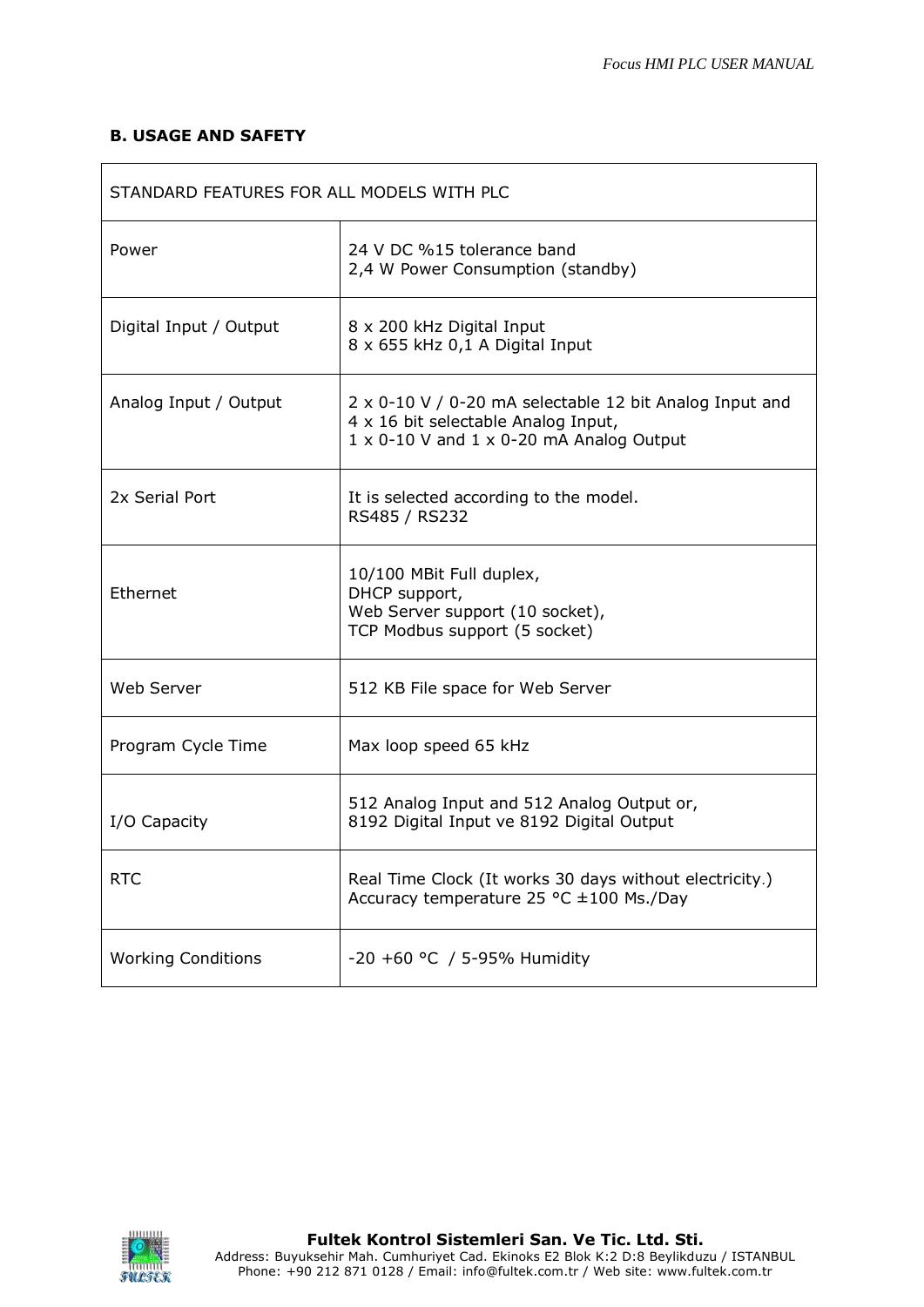## B. USAGE AND SAFETY

| STANDARD FEATURES FOR ALL MODELS WITH PLC | |
|---|---|
| Power | 24 V DC %15 tolerance band<br>2,4 W Power Consumption (standby) |
| Digital Input / Output | 8 x 200 kHz Digital Input<br>8 x 655 kHz 0,1 A Digital Input |
| Analog Input / Output | 2 x 0-10 V / 0-20 mA selectable 12 bit Analog Input and<br>4 x 16 bit selectable Analog Input,<br>1 x 0-10 V and 1 x 0-20 mA Analog Output |
| 2x Serial Port | It is selected according to the model.<br>RS485 / RS232 |
| Ethernet | 10/100 MBit Full duplex,<br>DHCP support,<br>Web Server support (10 socket),<br>TCP Modbus support (5 socket) |
| Web Server | 512 KB File space for Web Server |
| Program Cycle Time | Max loop speed 65 kHz |
| I/O Capacity | 512 Analog Input and 512 Analog Output or,<br>8192 Digital Input ve 8192 Digital Output |
| RTC | Real Time Clock (It works 30 days without electricity.)<br>Accuracy temperature 25 °C ±100 Ms./Day |
| Working Conditions | -20 +60 °C / 5-95% Humidity |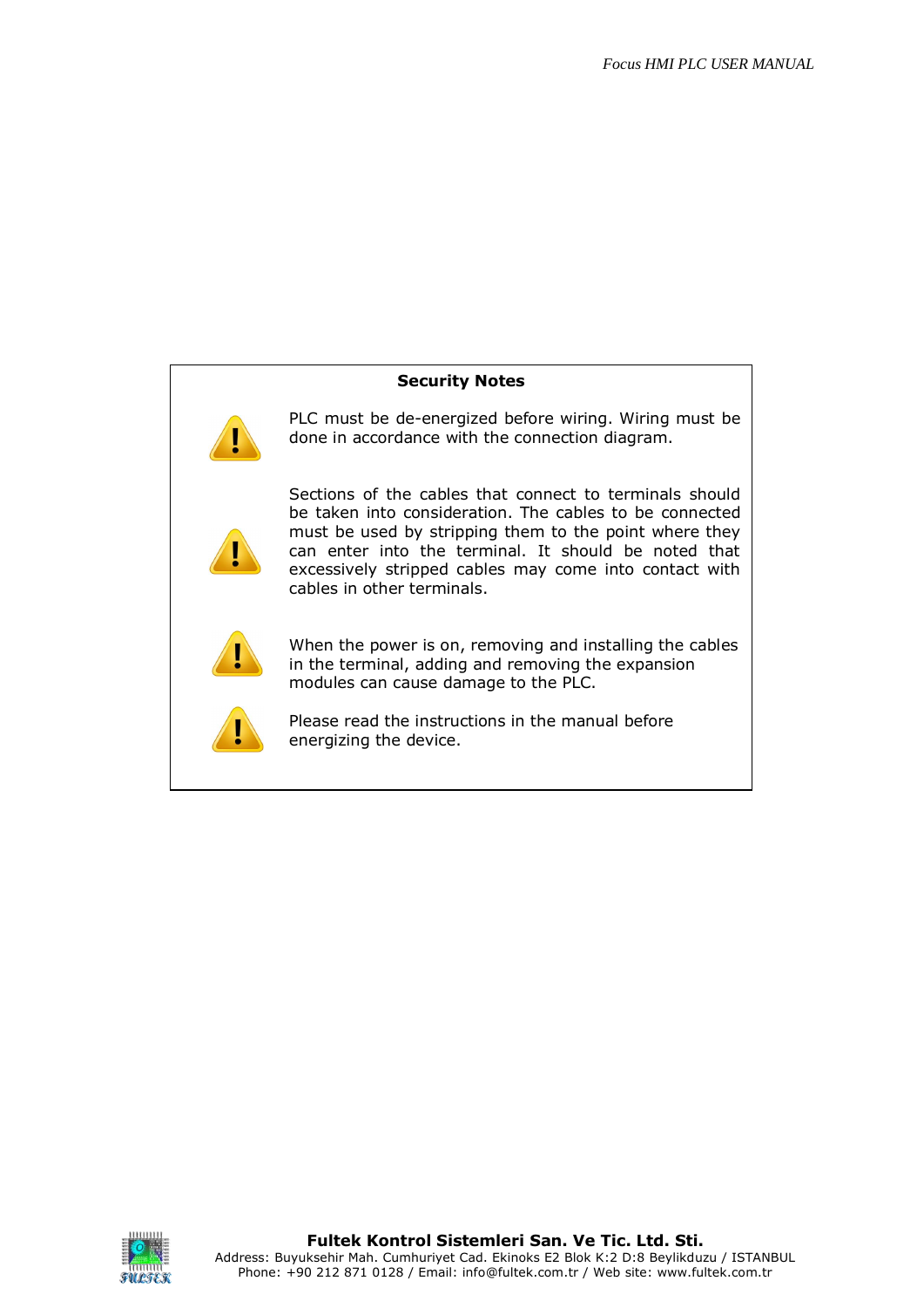## Security Notes

PLC must be de-energized before wiring. Wiring must be done in accordance with the connection diagram.

Sections of the cables that connect to terminals should be taken into consideration. The cables to be connected must be used by stripping them to the point where they can enter into the terminal. It should be noted that excessively stripped cables may come into contact with cables in other terminals.

When the power is on, removing and installing the cables in the terminal, adding and removing the expansion modules can cause damage to the PLC.

Please read the instructions in the manual before energizing the device.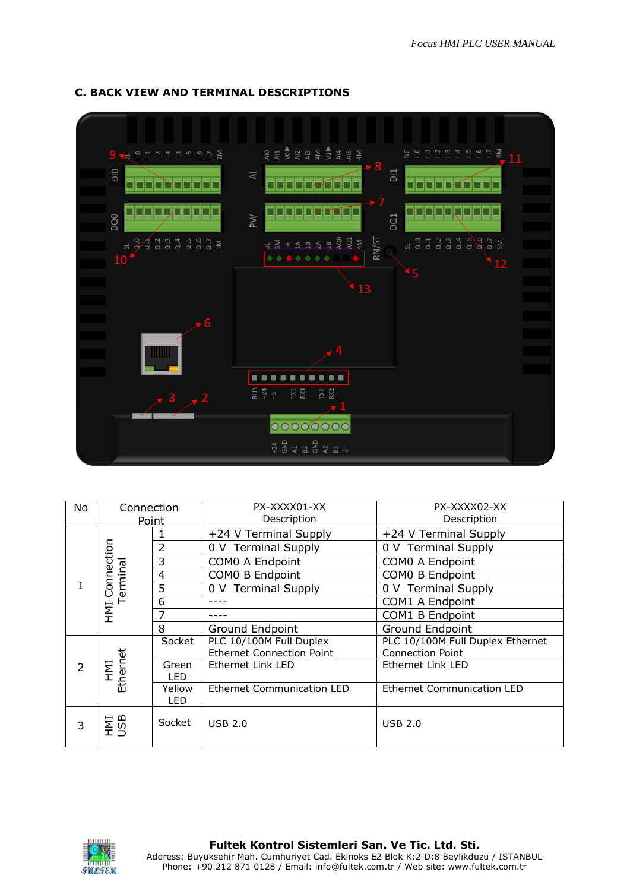## C. BACK VIEW AND TERMINAL DESCRIPTIONS

| No | Connection Point | | PX-XXXX01-XX Description | PX-XXXX02-XX Description |
|---|---|---|---|---|
| 1 | HMI Connection Terminal | 1 | +24 V Terminal Supply | +24 V Terminal Supply |
| | | 2 | 0 V Terminal Supply | 0 V Terminal Supply |
| | | 3 | COM0 A Endpoint | COM0 A Endpoint |
| | | 4 | COM0 B Endpoint | COM0 B Endpoint |
| | | 5 | 0 V Terminal Supply | 0 V Terminal Supply |
| | | 6 | ---- | COM1 A Endpoint |
| | | 7 | ---- | COM1 B Endpoint |
| | | 8 | Ground Endpoint | Ground Endpoint |
| 2 | HMI Ethernet | Socket | PLC 10/100M Full Duplex Ethernet Connection Point | PLC 10/100M Full Duplex Ethernet Connection Point |
| | | Green LED | Ethernet Link LED | Ethernet Link LED |
| | | Yellow LED | Ethernet Communication LED | Ethernet Communication LED |
| 3 | HMI USB | Socket | USB 2.0 | USB 2.0 |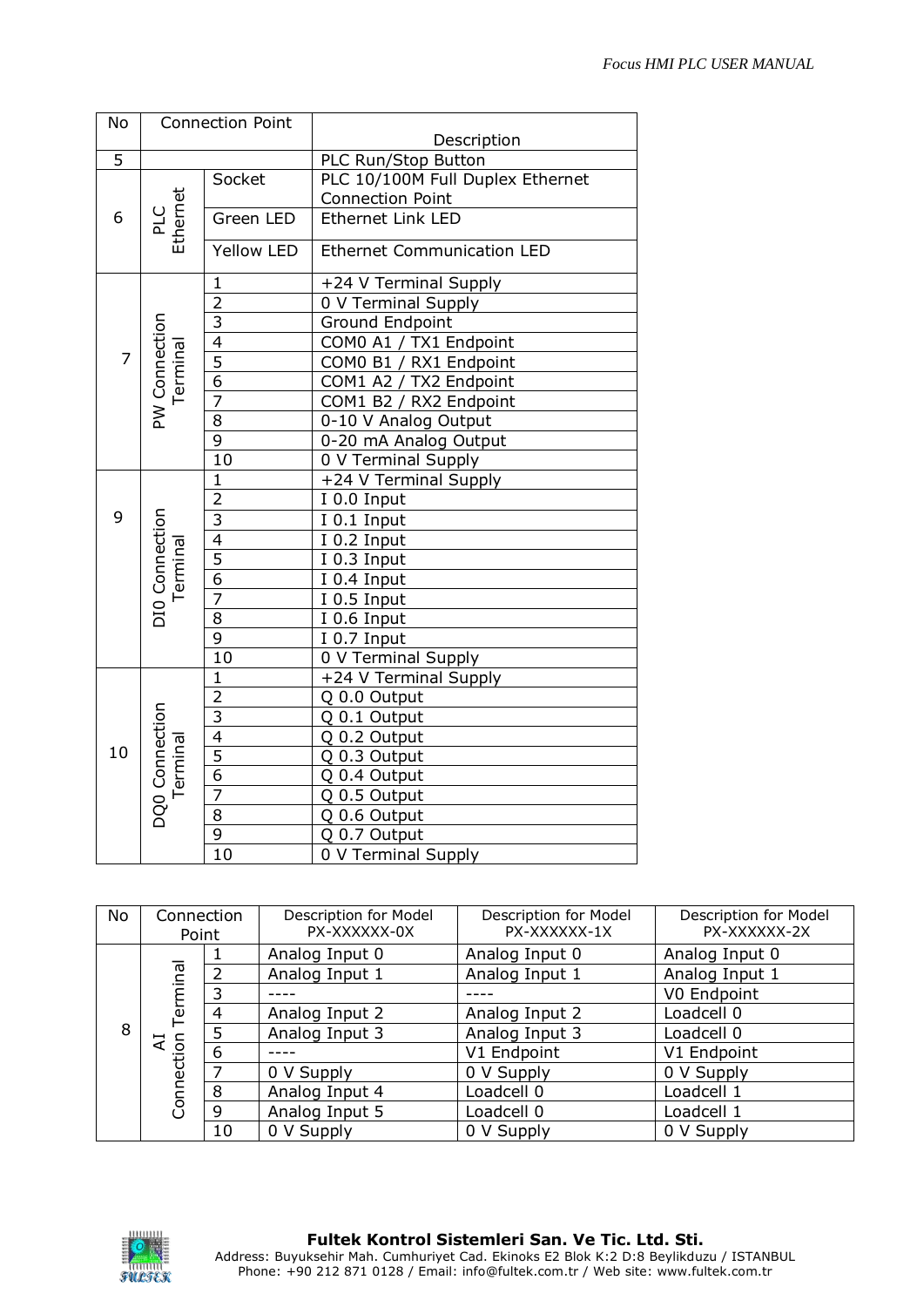| No | Connection Point | | Description |
|---|---|---|---|
| 5 | | | PLC Run/Stop Button |
| 6 | PLC Ethernet | Socket | PLC 10/100M Full Duplex Ethernet Connection Point |
| | | Green LED | Ethernet Link LED |
| | | Yellow LED | Ethernet Communication LED |
| 7 | PW Connection Terminal | 1 | +24 V Terminal Supply |
| | | 2 | 0 V Terminal Supply |
| | | 3 | Ground Endpoint |
| | | 4 | COM0 A1 / TX1 Endpoint |
| | | 5 | COM0 B1 / RX1 Endpoint |
| | | 6 | COM1 A2 / TX2 Endpoint |
| | | 7 | COM1 B2 / RX2 Endpoint |
| | | 8 | 0-10 V Analog Output |
| | | 9 | 0-20 mA Analog Output |
| | | 10 | 0 V Terminal Supply |
| 9 | DI0 Connection Terminal | 1 | +24 V Terminal Supply |
| | | 2 | I 0.0 Input |
| | | 3 | I 0.1 Input |
| | | 4 | I 0.2 Input |
| | | 5 | I 0.3 Input |
| | | 6 | I 0.4 Input |
| | | 7 | I 0.5 Input |
| | | 8 | I 0.6 Input |
| | | 9 | I 0.7 Input |
| | | 10 | 0 V Terminal Supply |
| 10 | DQ0 Connection Terminal | 1 | +24 V Terminal Supply |
| | | 2 | Q 0.0 Output |
| | | 3 | Q 0.1 Output |
| | | 4 | Q 0.2 Output |
| | | 5 | Q 0.3 Output |
| | | 6 | Q 0.4 Output |
| | | 7 | Q 0.5 Output |
| | | 8 | Q 0.6 Output |
| | | 9 | Q 0.7 Output |
| | | 10 | 0 V Terminal Supply |

| No | Connection Point | | Description for Model PX-XXXXXX-0X | Description for Model PX-XXXXXX-1X | Description for Model PX-XXXXXX-2X |
|---|---|---|---|---|---|
| 8 | AI Connection Terminal | 1 | Analog Input 0 | Analog Input 0 | Analog Input 0 |
| | | 2 | Analog Input 1 | Analog Input 1 | Analog Input 1 |
| | | 3 | ---- | ---- | V0 Endpoint |
| | | 4 | Analog Input 2 | Analog Input 2 | Loadcell 0 |
| | | 5 | Analog Input 3 | Analog Input 3 | Loadcell 0 |
| | | 6 | ---- | V1 Endpoint | V1 Endpoint |
| | | 7 | 0 V Supply | 0 V Supply | 0 V Supply |
| | | 8 | Analog Input 4 | Loadcell 0 | Loadcell 1 |
| | | 9 | Analog Input 5 | Loadcell 0 | Loadcell 1 |
| | | 10 | 0 V Supply | 0 V Supply | 0 V Supply |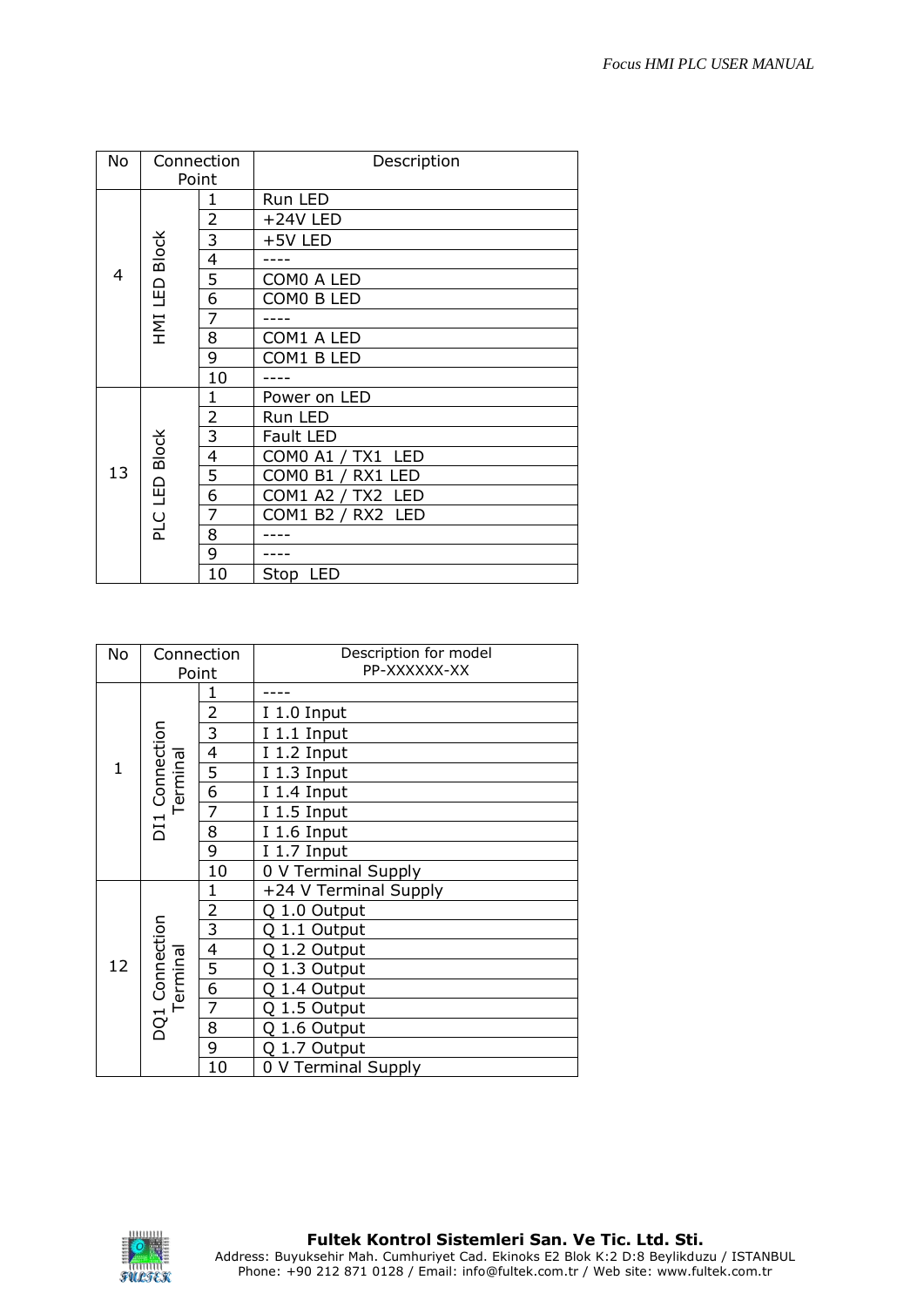| No | Connection Point | | Description |
|---|---|---|---|
| 4 | HMI LED Block | 1 | Run LED |
| | | 2 | +24V LED |
| | | 3 | +5V LED |
| | | 4 | ---- |
| | | 5 | COM0 A LED |
| | | 6 | COM0 B LED |
| | | 7 | ---- |
| | | 8 | COM1 A LED |
| | | 9 | COM1 B LED |
| | | 10 | ---- |
| 13 | PLC LED Block | 1 | Power on LED |
| | | 2 | Run LED |
| | | 3 | Fault LED |
| | | 4 | COM0 A1 / TX1 LED |
| | | 5 | COM0 B1 / RX1 LED |
| | | 6 | COM1 A2 / TX2 LED |
| | | 7 | COM1 B2 / RX2 LED |
| | | 8 | ---- |
| | | 9 | ---- |
| | | 10 | Stop LED |

| No | Connection Point | | Description for model PP-XXXXXX-XX |
|---|---|---|---|
| 1 | DI1 Connection Terminal | 1 | ---- |
| | | 2 | I 1.0 Input |
| | | 3 | I 1.1 Input |
| | | 4 | I 1.2 Input |
| | | 5 | I 1.3 Input |
| | | 6 | I 1.4 Input |
| | | 7 | I 1.5 Input |
| | | 8 | I 1.6 Input |
| | | 9 | I 1.7 Input |
| | | 10 | 0 V Terminal Supply |
| 12 | DQ1 Connection Terminal | 1 | +24 V Terminal Supply |
| | | 2 | Q 1.0 Output |
| | | 3 | Q 1.1 Output |
| | | 4 | Q 1.2 Output |
| | | 5 | Q 1.3 Output |
| | | 6 | Q 1.4 Output |
| | | 7 | Q 1.5 Output |
| | | 8 | Q 1.6 Output |
| | | 9 | Q 1.7 Output |
| | | 10 | 0 V Terminal Supply |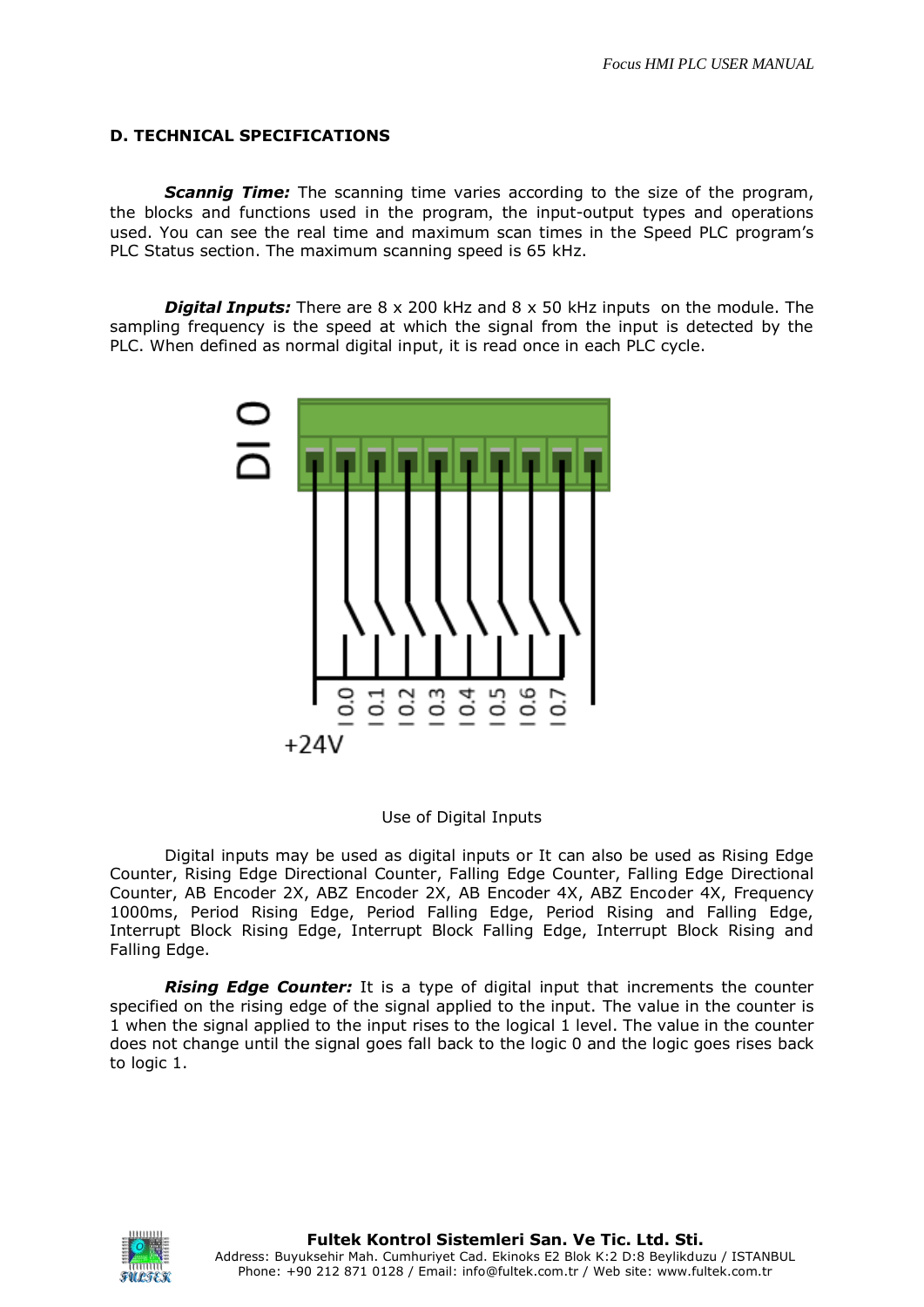## D. TECHNICAL SPECIFICATIONS

***Scannig Time:*** The scanning time varies according to the size of the program, the blocks and functions used in the program, the input-output types and operations used. You can see the real time and maximum scan times in the Speed PLC program's PLC Status section. The maximum scanning speed is 65 kHz.

***Digital Inputs:*** There are 8 x 200 kHz and 8 x 50 kHz inputs on the module. The sampling frequency is the speed at which the signal from the input is detected by the PLC. When defined as normal digital input, it is read once in each PLC cycle.

Use of Digital Inputs

Digital inputs may be used as digital inputs or It can also be used as Rising Edge Counter, Rising Edge Directional Counter, Falling Edge Counter, Falling Edge Directional Counter, AB Encoder 2X, ABZ Encoder 2X, AB Encoder 4X, ABZ Encoder 4X, Frequency 1000ms, Period Rising Edge, Period Falling Edge, Period Rising and Falling Edge, Interrupt Block Rising Edge, Interrupt Block Falling Edge, Interrupt Block Rising and Falling Edge.

***Rising Edge Counter:*** It is a type of digital input that increments the counter specified on the rising edge of the signal applied to the input. The value in the counter is 1 when the signal applied to the input rises to the logical 1 level. The value in the counter does not change until the signal goes fall back to the logic 0 and the logic goes rises back to logic 1.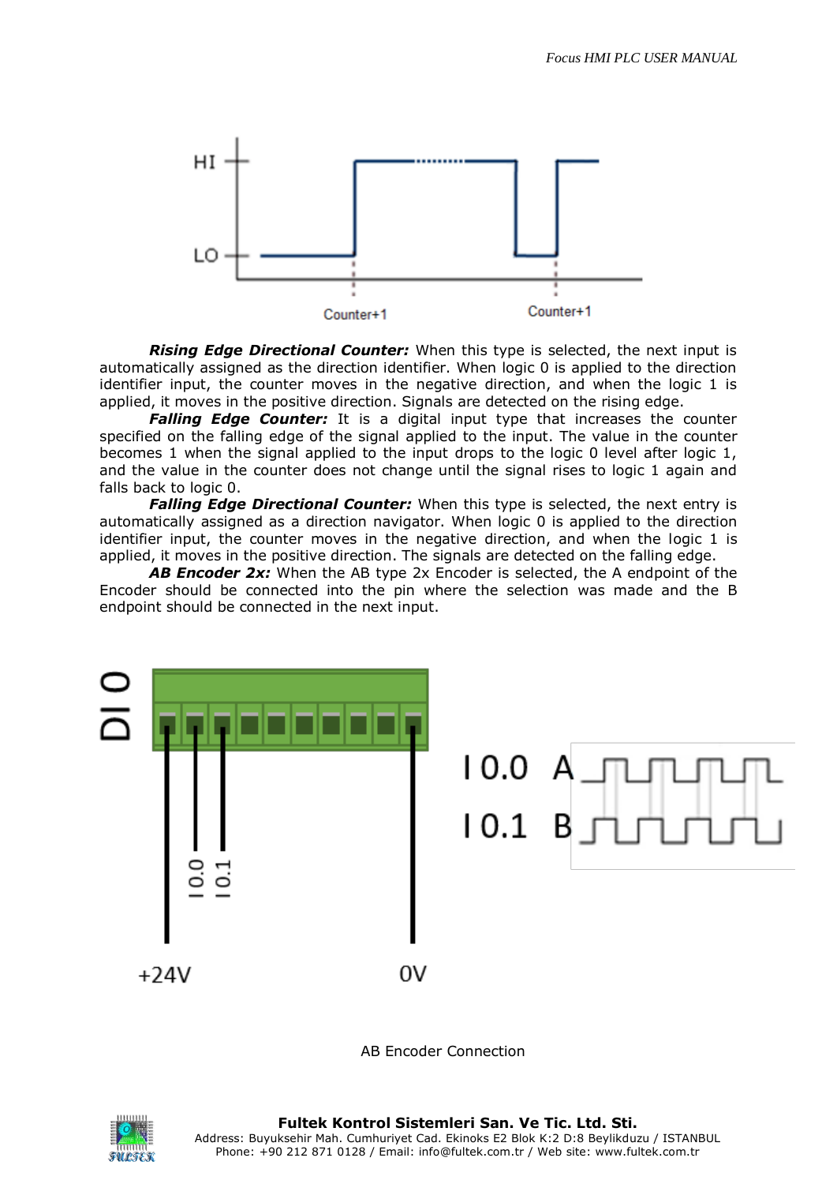***Rising Edge Directional Counter:*** When this type is selected, the next input is automatically assigned as the direction identifier. When logic 0 is applied to the direction identifier input, the counter moves in the negative direction, and when the logic 1 is applied, it moves in the positive direction. Signals are detected on the rising edge.

***Falling Edge Counter:*** It is a digital input type that increases the counter specified on the falling edge of the signal applied to the input. The value in the counter becomes 1 when the signal applied to the input drops to the logic 0 level after logic 1, and the value in the counter does not change until the signal rises to logic 1 again and falls back to logic 0.

***Falling Edge Directional Counter:*** When this type is selected, the next entry is automatically assigned as a direction navigator. When logic 0 is applied to the direction identifier input, the counter moves in the negative direction, and when the logic 1 is applied, it moves in the positive direction. The signals are detected on the falling edge.

***AB Encoder 2x:*** When the AB type 2x Encoder is selected, the A endpoint of the Encoder should be connected into the pin where the selection was made and the B endpoint should be connected in the next input.

AB Encoder Connection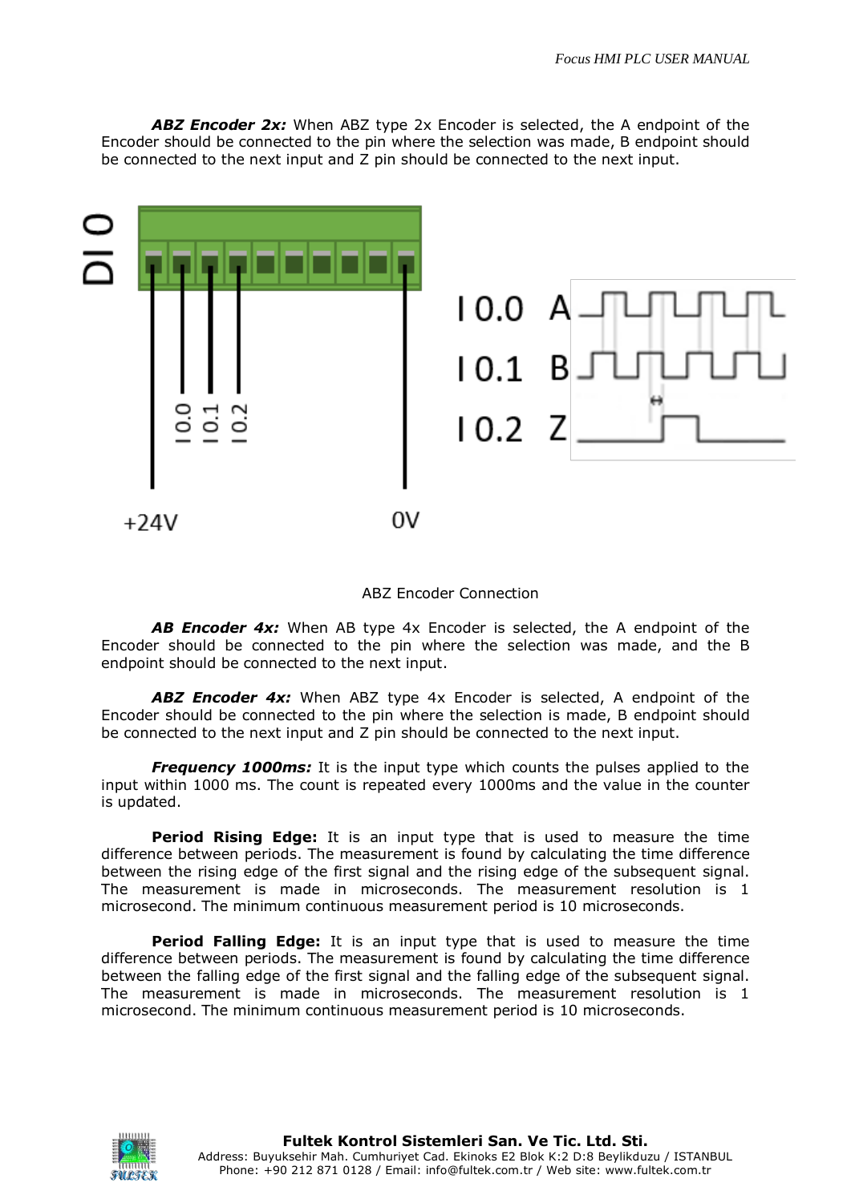***ABZ Encoder 2x:*** When ABZ type 2x Encoder is selected, the A endpoint of the Encoder should be connected to the pin where the selection was made, B endpoint should be connected to the next input and Z pin should be connected to the next input.

ABZ Encoder Connection

***AB Encoder 4x:*** When AB type 4x Encoder is selected, the A endpoint of the Encoder should be connected to the pin where the selection was made, and the B endpoint should be connected to the next input.

***ABZ Encoder 4x:*** When ABZ type 4x Encoder is selected, A endpoint of the Encoder should be connected to the pin where the selection is made, B endpoint should be connected to the next input and Z pin should be connected to the next input.

***Frequency 1000ms:*** It is the input type which counts the pulses applied to the input within 1000 ms. The count is repeated every 1000ms and the value in the counter is updated.

**Period Rising Edge:** It is an input type that is used to measure the time difference between periods. The measurement is found by calculating the time difference between the rising edge of the first signal and the rising edge of the subsequent signal. The measurement is made in microseconds. The measurement resolution is 1 microsecond. The minimum continuous measurement period is 10 microseconds.

**Period Falling Edge:** It is an input type that is used to measure the time difference between periods. The measurement is found by calculating the time difference between the falling edge of the first signal and the falling edge of the subsequent signal. The measurement is made in microseconds. The measurement resolution is 1 microsecond. The minimum continuous measurement period is 10 microseconds.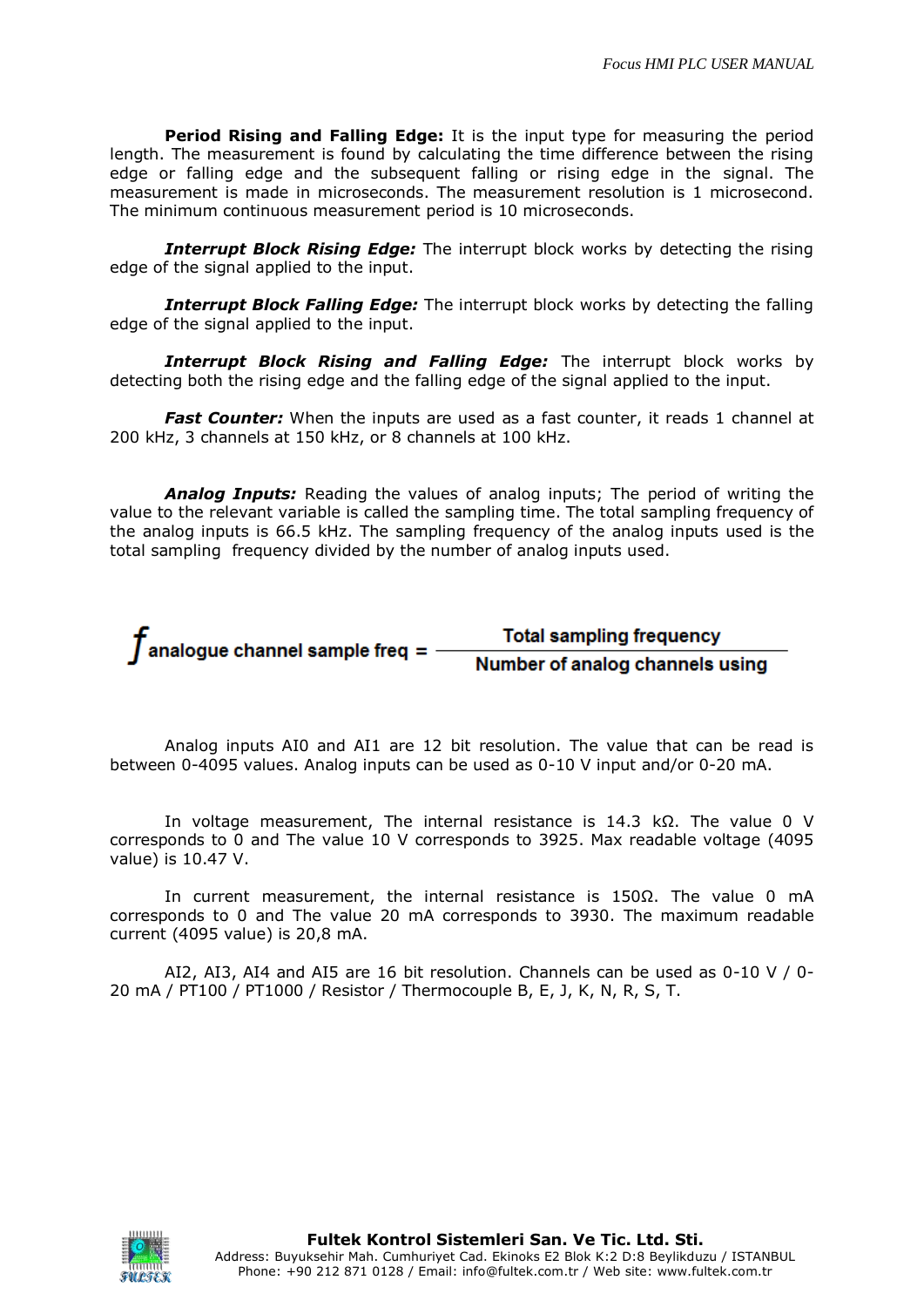**Period Rising and Falling Edge:** It is the input type for measuring the period length. The measurement is found by calculating the time difference between the rising edge or falling edge and the subsequent falling or rising edge in the signal. The measurement is made in microseconds. The measurement resolution is 1 microsecond. The minimum continuous measurement period is 10 microseconds.

***Interrupt Block Rising Edge:*** The interrupt block works by detecting the rising edge of the signal applied to the input.

***Interrupt Block Falling Edge:*** The interrupt block works by detecting the falling edge of the signal applied to the input.

***Interrupt Block Rising and Falling Edge:*** The interrupt block works by detecting both the rising edge and the falling edge of the signal applied to the input.

***Fast Counter:*** When the inputs are used as a fast counter, it reads 1 channel at 200 kHz, 3 channels at 150 kHz, or 8 channels at 100 kHz.

***Analog Inputs:*** Reading the values of analog inputs; The period of writing the value to the relevant variable is called the sampling time. The total sampling frequency of the analog inputs is 66.5 kHz. The sampling frequency of the analog inputs used is the total sampling frequency divided by the number of analog inputs used.

$$f_{\text{analogue channel sample freq}} = \frac{\text{Total sampling frequency}}{\text{Number of analog channels using}}$$

Analog inputs AI0 and AI1 are 12 bit resolution. The value that can be read is between 0-4095 values. Analog inputs can be used as 0-10 V input and/or 0-20 mA.

In voltage measurement, The internal resistance is 14.3 kΩ. The value 0 V corresponds to 0 and The value 10 V corresponds to 3925. Max readable voltage (4095 value) is 10.47 V.

In current measurement, the internal resistance is 150Ω. The value 0 mA corresponds to 0 and The value 20 mA corresponds to 3930. The maximum readable current (4095 value) is 20,8 mA.

AI2, AI3, AI4 and AI5 are 16 bit resolution. Channels can be used as 0-10 V / 0-20 mA / PT100 / PT1000 / Resistor / Thermocouple B, E, J, K, N, R, S, T.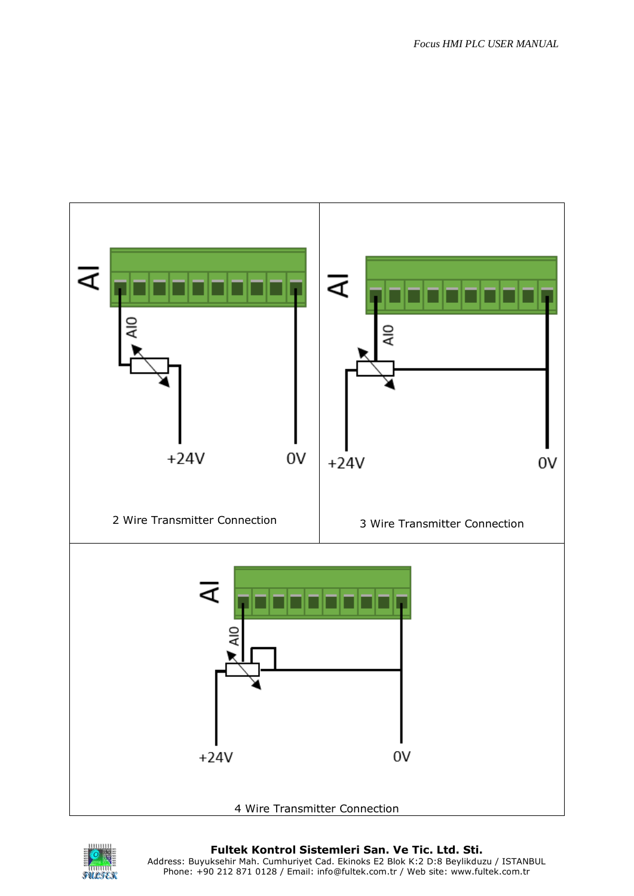2 Wire Transmitter Connection

3 Wire Transmitter Connection

4 Wire Transmitter Connection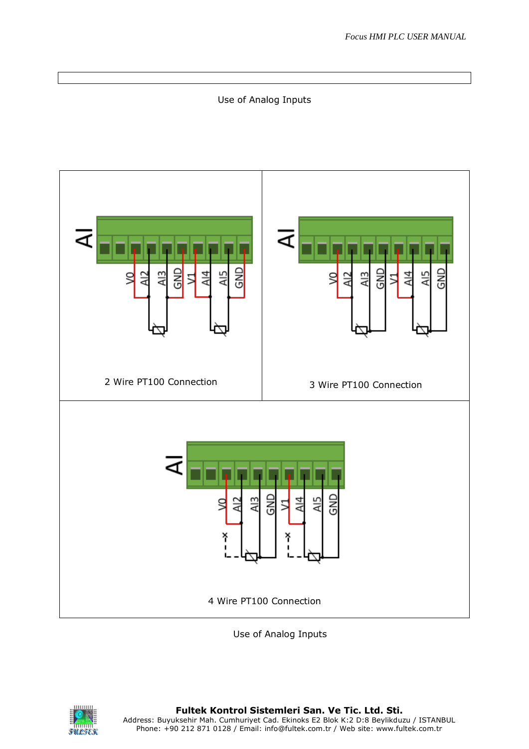Use of Analog Inputs

AI

V0 AI2 AI3 GND V1 AI4 AI5 GND

2 Wire PT100 Connection

AI

V0 AI2 AI3 GND V1 AI4 AI5 GND

3 Wire PT100 Connection

AI

V0 AI2 AI3 GND V1 AI4 AI5 GND

4 Wire PT100 Connection

Use of Analog Inputs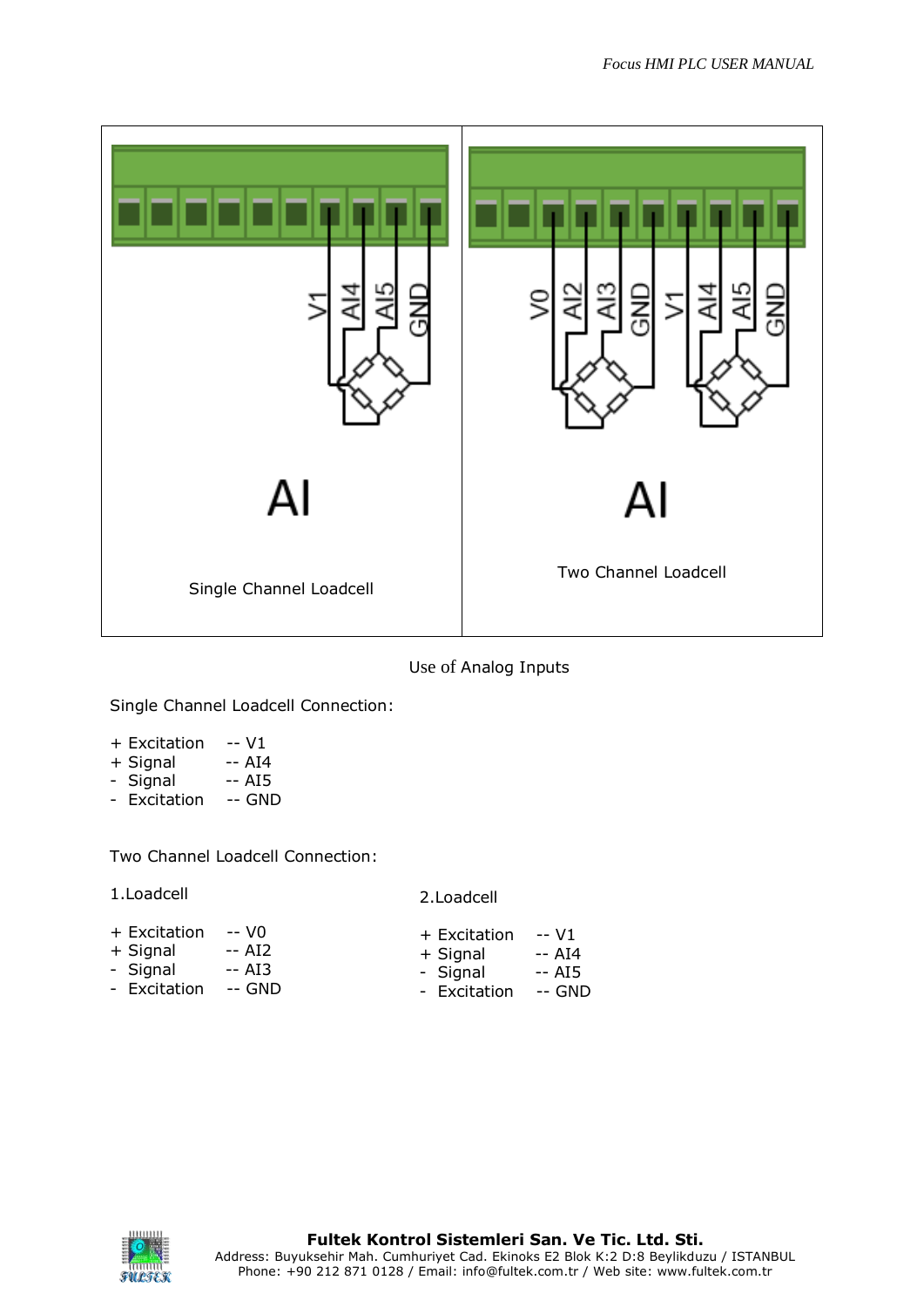Use of Analog Inputs

Single Channel Loadcell Connection:

+ Excitation -- V1
+ Signal -- AI4
- Signal -- AI5
- Excitation -- GND

Two Channel Loadcell Connection:

1.Loadcell

+ Excitation -- V0
+ Signal -- AI2
- Signal -- AI3
- Excitation -- GND

2.Loadcell

+ Excitation -- V1
+ Signal -- AI4
- Signal -- AI5
- Excitation -- GND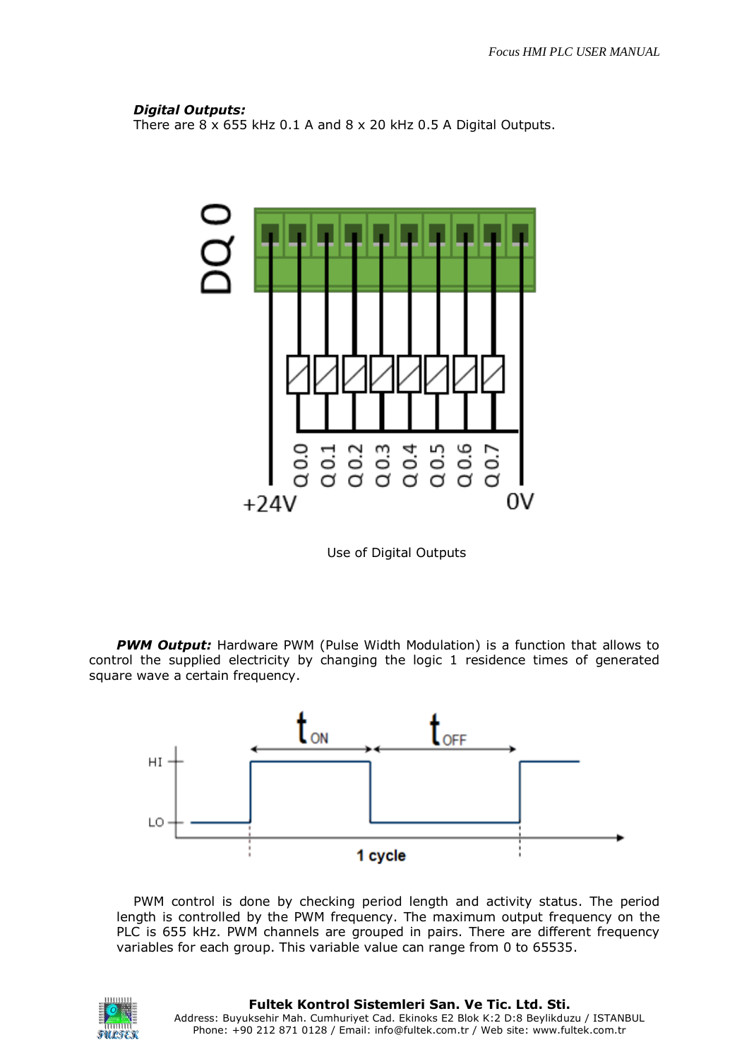***Digital Outputs:***
There are 8 x 655 kHz 0.1 A and 8 x 20 kHz 0.5 A Digital Outputs.

Use of Digital Outputs

***PWM Output:*** Hardware PWM (Pulse Width Modulation) is a function that allows to control the supplied electricity by changing the logic 1 residence times of generated square wave a certain frequency.

PWM control is done by checking period length and activity status. The period length is controlled by the PWM frequency. The maximum output frequency on the PLC is 655 kHz. PWM channels are grouped in pairs. There are different frequency variables for each group. This variable value can range from 0 to 65535.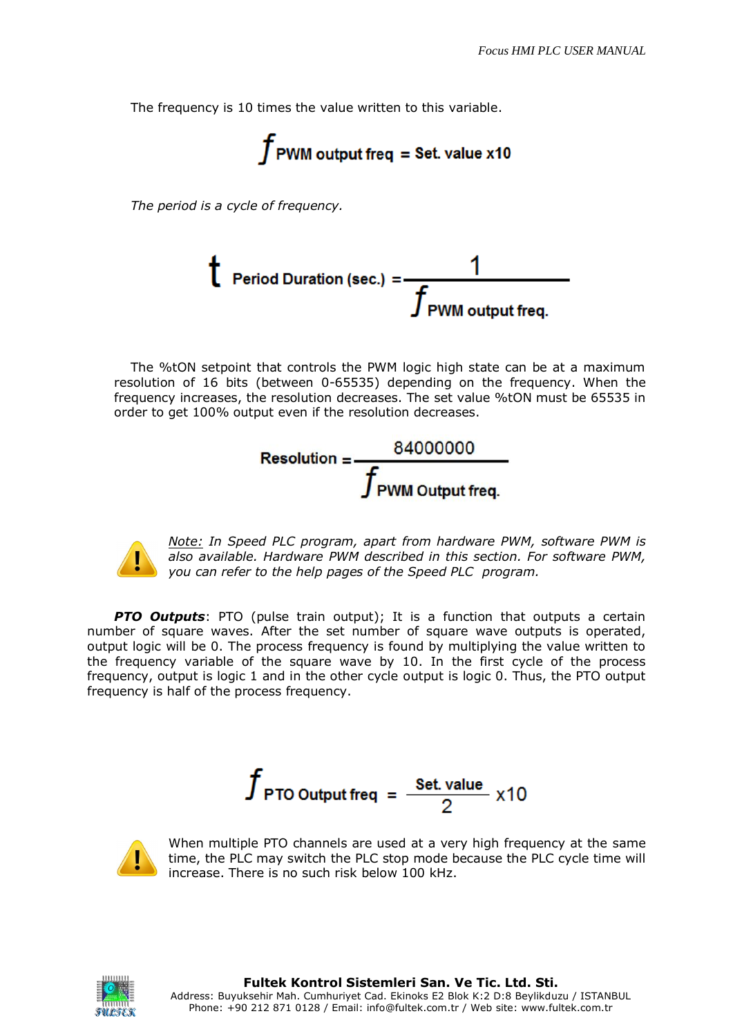The frequency is 10 times the value written to this variable.

$$f_{\text{PWM output freq}} = \text{Set. value x10}$$

*The period is a cycle of frequency.*

$$t_{\text{Period Duration (sec.)}} = \frac{1}{f_{\text{PWM output freq.}}}$$

The %tON setpoint that controls the PWM logic high state can be at a maximum resolution of 16 bits (between 0-65535) depending on the frequency. When the frequency increases, the resolution decreases. The set value %tON must be 65535 in order to get 100% output even if the resolution decreases.

$$\text{Resolution} = \frac{84000000}{f_{\text{PWM Output freq.}}}$$

*Note: In Speed PLC program, apart from hardware PWM, software PWM is also available. Hardware PWM described in this section. For software PWM, you can refer to the help pages of the Speed PLC program.*

***PTO Outputs***: PTO (pulse train output); It is a function that outputs a certain number of square waves. After the set number of square wave outputs is operated, output logic will be 0. The process frequency is found by multiplying the value written to the frequency variable of the square wave by 10. In the first cycle of the process frequency, output is logic 1 and in the other cycle output is logic 0. Thus, the PTO output frequency is half of the process frequency.

$$f_{\text{PTO Output freq}} = \frac{\text{Set. value}}{2} \text{x10}$$

When multiple PTO channels are used at a very high frequency at the same time, the PLC may switch the PLC stop mode because the PLC cycle time will increase. There is no such risk below 100 kHz.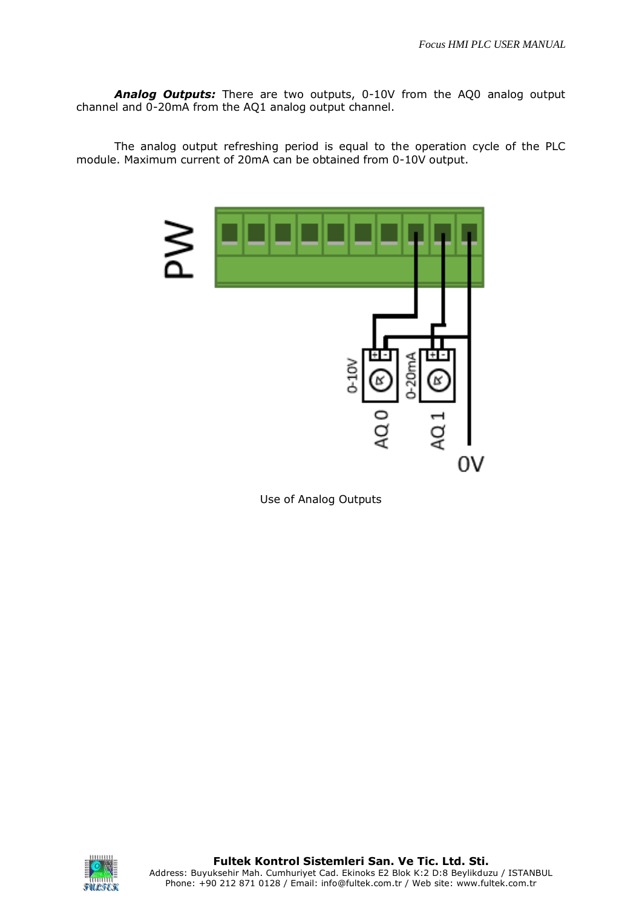***Analog Outputs:*** There are two outputs, 0-10V from the AQ0 analog output channel and 0-20mA from the AQ1 analog output channel.

The analog output refreshing period is equal to the operation cycle of the PLC module. Maximum current of 20mA can be obtained from 0-10V output.

Use of Analog Outputs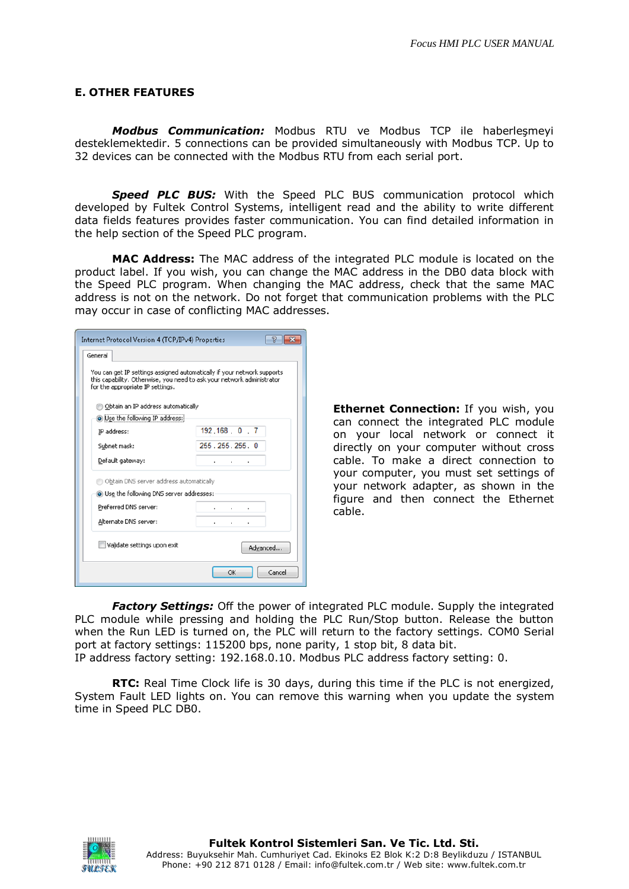## E. OTHER FEATURES

***Modbus Communication:*** Modbus RTU ve Modbus TCP ile haberleşmeyi desteklemektedir. 5 connections can be provided simultaneously with Modbus TCP. Up to 32 devices can be connected with the Modbus RTU from each serial port.

***Speed PLC BUS:*** With the Speed PLC BUS communication protocol which developed by Fultek Control Systems, intelligent read and the ability to write different data fields features provides faster communication. You can find detailed information in the help section of the Speed PLC program.

**MAC Address:** The MAC address of the integrated PLC module is located on the product label. If you wish, you can change the MAC address in the DB0 data block with the Speed PLC program. When changing the MAC address, check that the same MAC address is not on the network. Do not forget that communication problems with the PLC may occur in case of conflicting MAC addresses.

**Ethernet Connection:** If you wish, you can connect the integrated PLC module on your local network or connect it directly on your computer without cross cable. To make a direct connection to your computer, you must set settings of your network adapter, as shown in the figure and then connect the Ethernet cable.

***Factory Settings:*** Off the power of integrated PLC module. Supply the integrated PLC module while pressing and holding the PLC Run/Stop button. Release the button when the Run LED is turned on, the PLC will return to the factory settings. COM0 Serial port at factory settings: 115200 bps, none parity, 1 stop bit, 8 data bit.
IP address factory setting: 192.168.0.10. Modbus PLC address factory setting: 0.

**RTC:** Real Time Clock life is 30 days, during this time if the PLC is not energized, System Fault LED lights on. You can remove this warning when you update the system time in Speed PLC DB0.